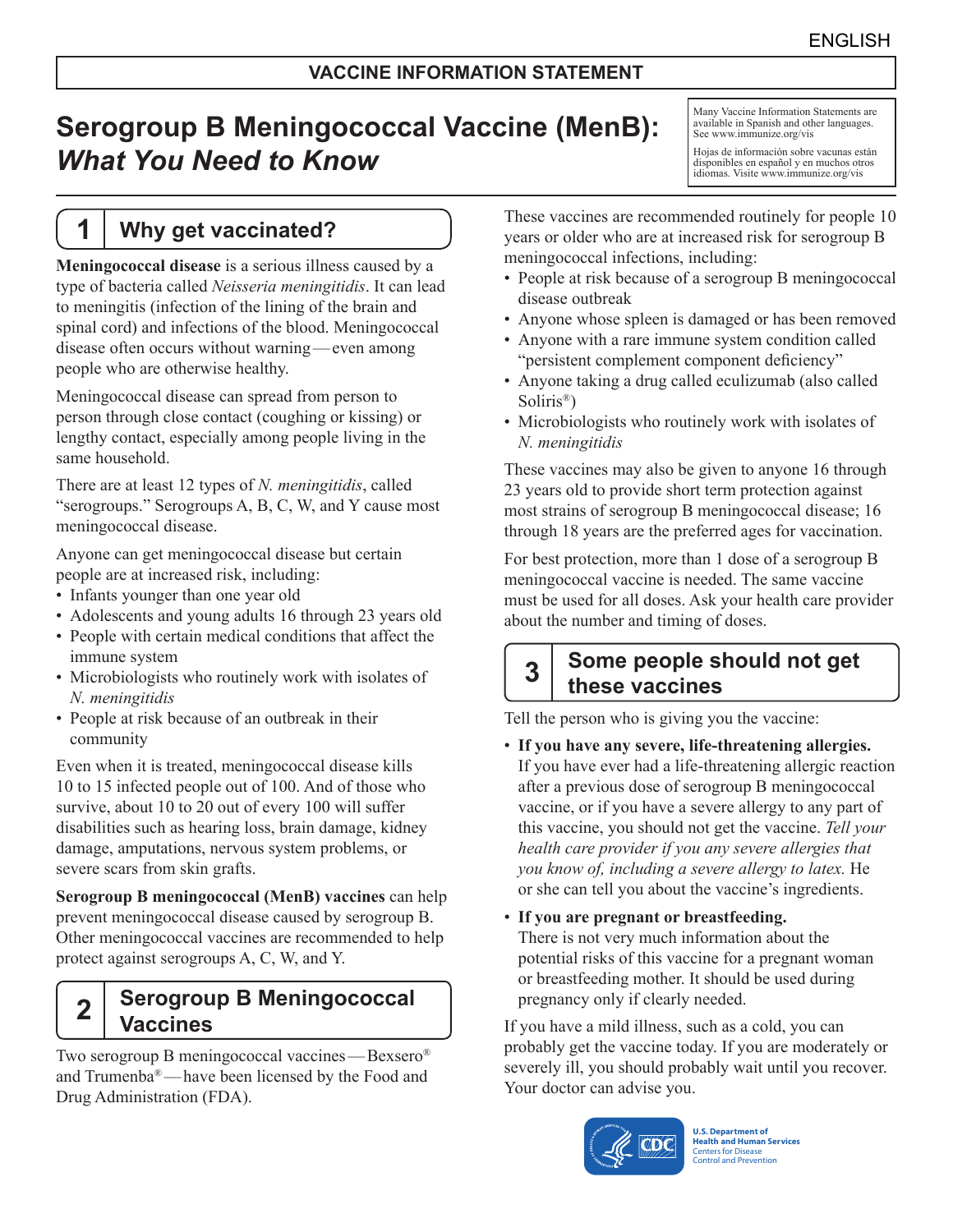ENGLISH

**VACCINE INFORMATION STATEMENT**

# Serogroup B Meningococcal Vaccine (MenB): *What You Need to Know*

Many Vaccine Information Statements are available in Spanish and other languages. See www.immunize.org/vis

Hojas de información sobre vacunas están disponibles en español y en muchos otros idiomas. Visite www.immunize.org/vis

## 1 Why get vaccinated?

**Meningococcal disease** is a serious illness caused by a type of bacteria called *Neisseria meningitidis*. It can lead to meningitis (infection of the lining of the brain and spinal cord) and infections of the blood. Meningococcal disease often occurs without warning — even among people who are otherwise healthy.

Meningococcal disease can spread from person to person through close contact (coughing or kissing) or lengthy contact, especially among people living in the same household.

There are at least 12 types of *N. meningitidis*, called "serogroups." Serogroups A, B, C, W, and Y cause most meningococcal disease.

Anyone can get meningococcal disease but certain people are at increased risk, including:

- Infants younger than one year old
- Adolescents and young adults 16 through 23 years old
- People with certain medical conditions that affect the immune system
- Microbiologists who routinely work with isolates of *N. meningitidis*
- People at risk because of an outbreak in their community

Even when it is treated, meningococcal disease kills 10 to 15 infected people out of 100. And of those who survive, about 10 to 20 out of every 100 will suffer disabilities such as hearing loss, brain damage, kidney damage, amputations, nervous system problems, or severe scars from skin grafts.

**Serogroup B meningococcal (MenB) vaccines** can help prevent meningococcal disease caused by serogroup B. Other meningococcal vaccines are recommended to help protect against serogroups A, C, W, and Y.

## 2 Serogroup B Meningococcal Vaccines

Two serogroup B meningococcal vaccines — Bexsero® and Trumenba® — have been licensed by the Food and Drug Administration (FDA).

These vaccines are recommended routinely for people 10 years or older who are at increased risk for serogroup B meningococcal infections, including:

- People at risk because of a serogroup B meningococcal disease outbreak
- Anyone whose spleen is damaged or has been removed
- Anyone with a rare immune system condition called "persistent complement component deficiency"
- Anyone taking a drug called eculizumab (also called Soliris®)
- Microbiologists who routinely work with isolates of *N. meningitidis*

These vaccines may also be given to anyone 16 through 23 years old to provide short term protection against most strains of serogroup B meningococcal disease; 16 through 18 years are the preferred ages for vaccination.

For best protection, more than 1 dose of a serogroup B meningococcal vaccine is needed. The same vaccine must be used for all doses. Ask your health care provider about the number and timing of doses.

## 3 Some people should not get these vaccines

Tell the person who is giving you the vaccine:

- **If you have any severe, life-threatening allergies.** If you have ever had a life-threatening allergic reaction after a previous dose of serogroup B meningococcal vaccine, or if you have a severe allergy to any part of this vaccine, you should not get the vaccine. *Tell your health care provider if you any severe allergies that you know of, including a severe allergy to latex.* He or she can tell you about the vaccine's ingredients.
- **If you are pregnant or breastfeeding.** There is not very much information about the potential risks of this vaccine for a pregnant woman or breastfeeding mother. It should be used during pregnancy only if clearly needed.

If you have a mild illness, such as a cold, you can probably get the vaccine today. If you are moderately or severely ill, you should probably wait until you recover. Your doctor can advise you.

U.S. Department of Health and Human Services
Centers for Disease Control and Prevention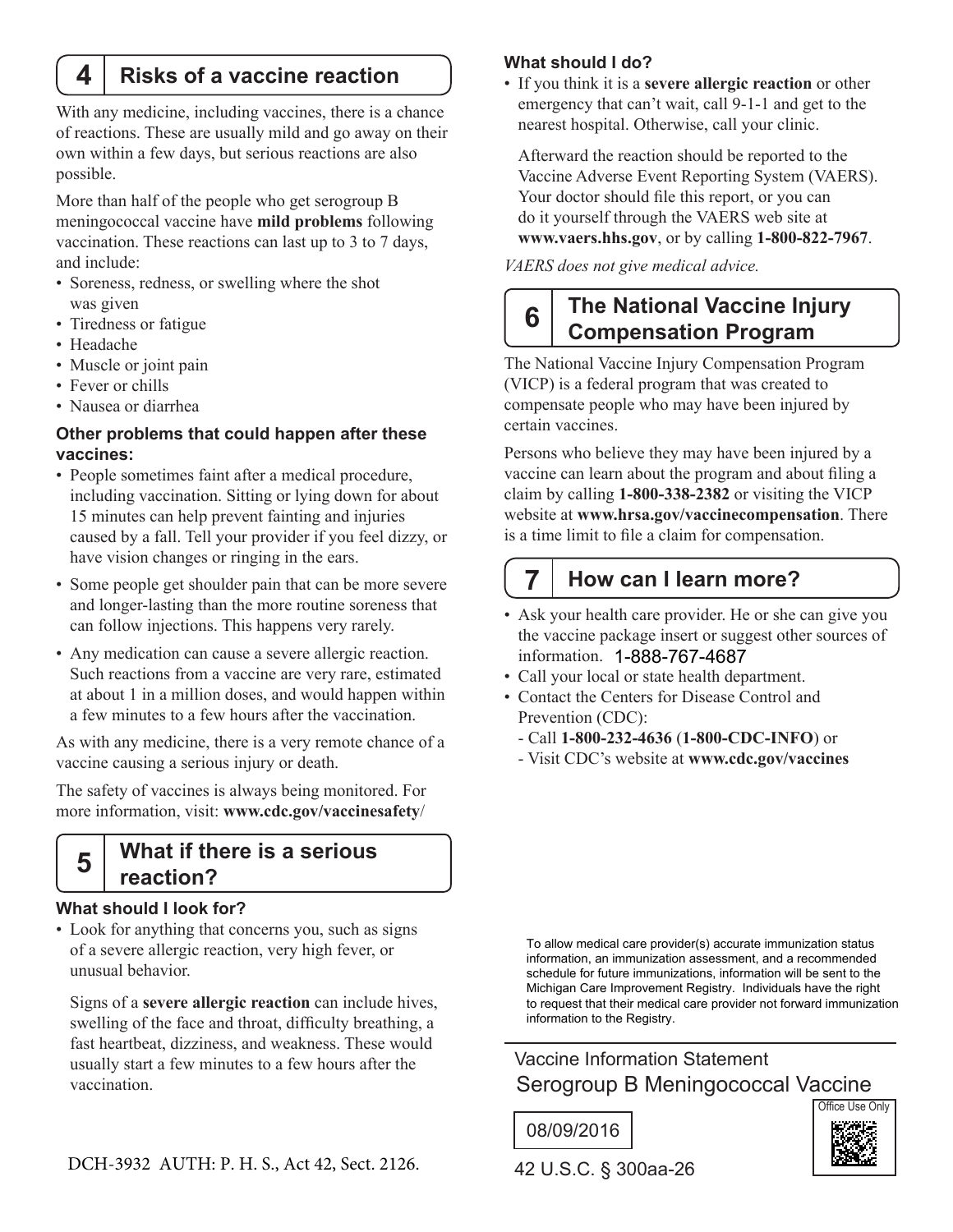## 4 Risks of a vaccine reaction

With any medicine, including vaccines, there is a chance of reactions. These are usually mild and go away on their own within a few days, but serious reactions are also possible.

More than half of the people who get serogroup B meningococcal vaccine have **mild problems** following vaccination. These reactions can last up to 3 to 7 days, and include:

- Soreness, redness, or swelling where the shot was given
- Tiredness or fatigue
- Headache
- Muscle or joint pain
- Fever or chills
- Nausea or diarrhea

### Other problems that could happen after these vaccines:

- People sometimes faint after a medical procedure, including vaccination. Sitting or lying down for about 15 minutes can help prevent fainting and injuries caused by a fall. Tell your provider if you feel dizzy, or have vision changes or ringing in the ears.
- Some people get shoulder pain that can be more severe and longer-lasting than the more routine soreness that can follow injections. This happens very rarely.
- Any medication can cause a severe allergic reaction. Such reactions from a vaccine are very rare, estimated at about 1 in a million doses, and would happen within a few minutes to a few hours after the vaccination.

As with any medicine, there is a very remote chance of a vaccine causing a serious injury or death.

The safety of vaccines is always being monitored. For more information, visit: **www.cdc.gov/vaccinesafety**/

## 5 What if there is a serious reaction?

### What should I look for?

- Look for anything that concerns you, such as signs of a severe allergic reaction, very high fever, or unusual behavior.

  Signs of a **severe allergic reaction** can include hives, swelling of the face and throat, difficulty breathing, a fast heartbeat, dizziness, and weakness. These would usually start a few minutes to a few hours after the vaccination.

### What should I do?

- If you think it is a **severe allergic reaction** or other emergency that can't wait, call 9-1-1 and get to the nearest hospital. Otherwise, call your clinic.

  Afterward the reaction should be reported to the Vaccine Adverse Event Reporting System (VAERS). Your doctor should file this report, or you can do it yourself through the VAERS web site at **www.vaers.hhs.gov**, or by calling **1-800-822-7967**.

*VAERS does not give medical advice.*

## 6 The National Vaccine Injury Compensation Program

The National Vaccine Injury Compensation Program (VICP) is a federal program that was created to compensate people who may have been injured by certain vaccines.

Persons who believe they may have been injured by a vaccine can learn about the program and about filing a claim by calling **1-800-338-2382** or visiting the VICP website at **www.hrsa.gov/vaccinecompensation**. There is a time limit to file a claim for compensation.

## 7 How can I learn more?

- Ask your health care provider. He or she can give you the vaccine package insert or suggest other sources of information. 1-888-767-4687
- Call your local or state health department.
- Contact the Centers for Disease Control and Prevention (CDC):
  - Call **1-800-232-4636** (**1-800-CDC-INFO**) or
  - Visit CDC's website at **www.cdc.gov/vaccines**

To allow medical care provider(s) accurate immunization status information, an immunization assessment, and a recommended schedule for future immunizations, information will be sent to the Michigan Care Improvement Registry. Individuals have the right to request that their medical care provider not forward immunization information to the Registry.

Vaccine Information Statement

Serogroup B Meningococcal Vaccine

Office Use Only

08/09/2016

42 U.S.C. § 300aa-26

DCH-3932 AUTH: P. H. S., Act 42, Sect. 2126.